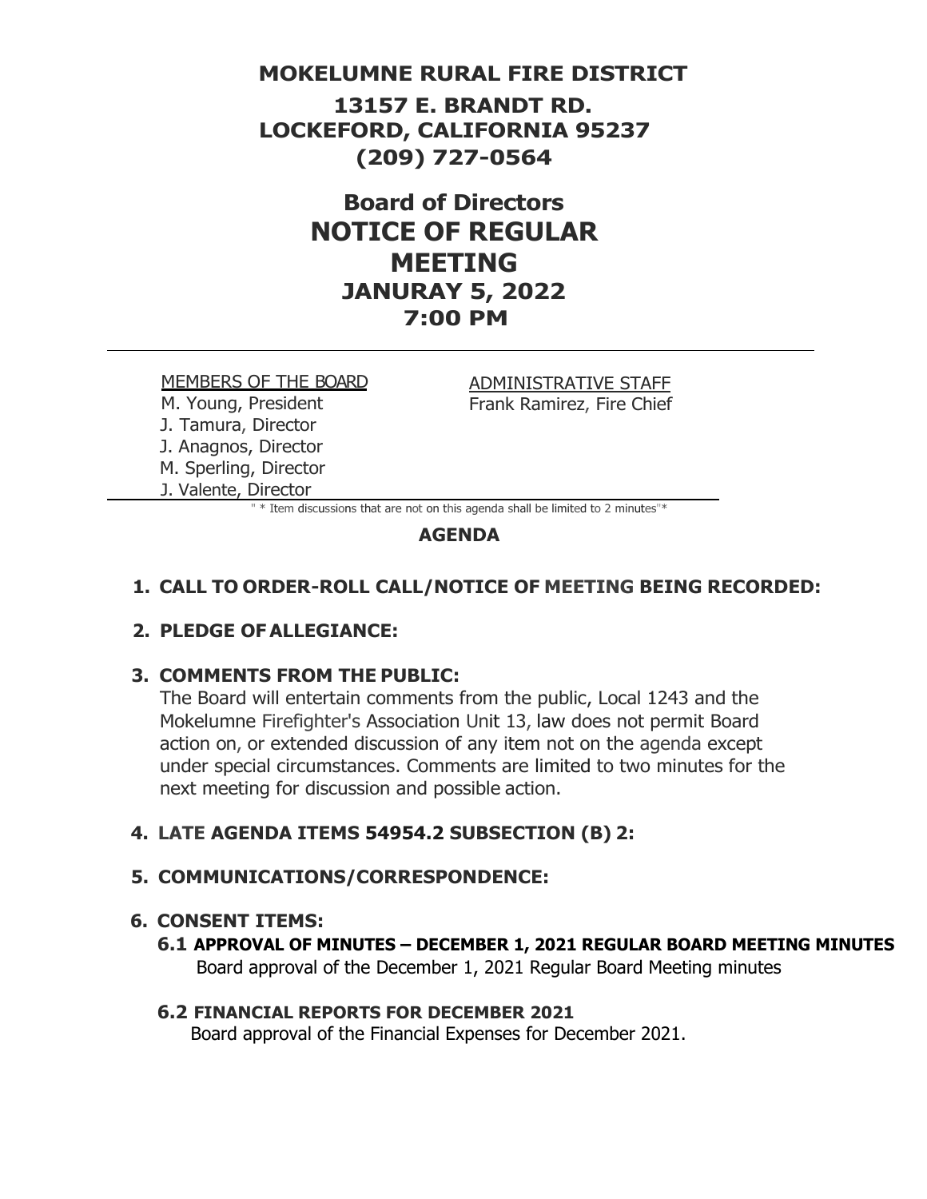# MOKELUMNE RURAL FIRE DISTRICT

## 13157 E. BRANDT RD.
## LOCKEFORD, CALIFORNIA 95237
## (209) 727-0564

# Board of Directors
# NOTICE OF REGULAR MEETING
## JANURAY 5, 2022
## 7:00 PM

---

MEMBERS OF THE BOARD
M. Young, President
J. Tamura, Director
J. Anagnos, Director
M. Sperling, Director
J. Valente, Director

ADMINISTRATIVE STAFF
Frank Ramirez, Fire Chief

---

" * Item discussions that are not on this agenda shall be limited to 2 minutes"*

## AGENDA

**1. CALL TO ORDER-ROLL CALL/NOTICE OF MEETING BEING RECORDED:**

**2. PLEDGE OF ALLEGIANCE:**

**3. COMMENTS FROM THE PUBLIC:**
The Board will entertain comments from the public, Local 1243 and the Mokelumne Firefighter's Association Unit 13, law does not permit Board action on, or extended discussion of any item not on the agenda except under special circumstances. Comments are limited to two minutes for the next meeting for discussion and possible action.

**4. LATE AGENDA ITEMS 54954.2 SUBSECTION (B) 2:**

**5. COMMUNICATIONS/CORRESPONDENCE:**

**6. CONSENT ITEMS:**

**6.1 APPROVAL OF MINUTES – DECEMBER 1, 2021 REGULAR BOARD MEETING MINUTES**
Board approval of the December 1, 2021 Regular Board Meeting minutes

**6.2 FINANCIAL REPORTS FOR DECEMBER 2021**
Board approval of the Financial Expenses for December 2021.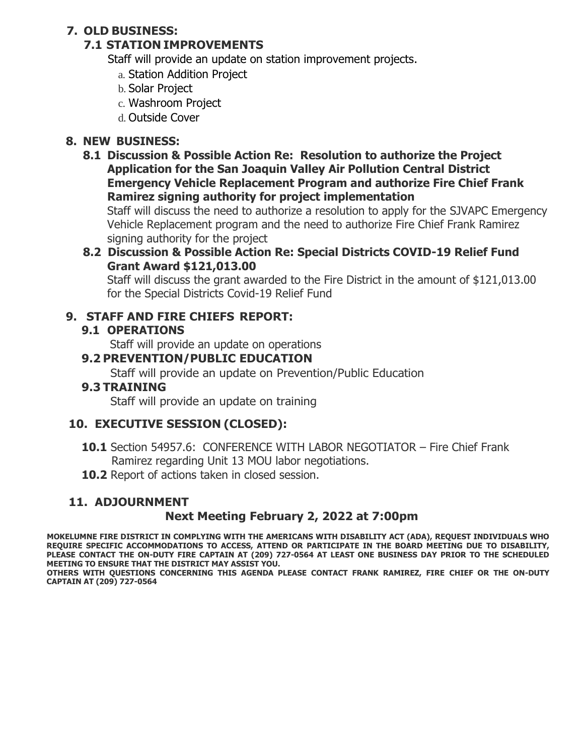## 7. OLD BUSINESS:

### 7.1 STATION IMPROVEMENTS

Staff will provide an update on station improvement projects.

a. Station Addition Project
b. Solar Project
c. Washroom Project
d. Outside Cover

## 8. NEW BUSINESS:

### 8.1 Discussion & Possible Action Re: Resolution to authorize the Project Application for the San Joaquin Valley Air Pollution Central District Emergency Vehicle Replacement Program and authorize Fire Chief Frank Ramirez signing authority for project implementation

Staff will discuss the need to authorize a resolution to apply for the SJVAPC Emergency Vehicle Replacement program and the need to authorize Fire Chief Frank Ramirez signing authority for the project

### 8.2 Discussion & Possible Action Re: Special Districts COVID-19 Relief Fund Grant Award $121,013.00

Staff will discuss the grant awarded to the Fire District in the amount of $121,013.00 for the Special Districts Covid-19 Relief Fund

## 9. STAFF AND FIRE CHIEFS REPORT:

### 9.1 OPERATIONS

Staff will provide an update on operations

### 9.2 PREVENTION/PUBLIC EDUCATION

Staff will provide an update on Prevention/Public Education

### 9.3 TRAINING

Staff will provide an update on training

## 10. EXECUTIVE SESSION (CLOSED):

**10.1** Section 54957.6: CONFERENCE WITH LABOR NEGOTIATOR – Fire Chief Frank Ramirez regarding Unit 13 MOU labor negotiations.

**10.2** Report of actions taken in closed session.

## 11. ADJOURNMENT

**Next Meeting February 2, 2022 at 7:00pm**

**MOKELUMNE FIRE DISTRICT IN COMPLYING WITH THE AMERICANS WITH DISABILITY ACT (ADA), REQUEST INDIVIDUALS WHO REQUIRE SPECIFIC ACCOMMODATIONS TO ACCESS, ATTEND OR PARTICIPATE IN THE BOARD MEETING DUE TO DISABILITY, PLEASE CONTACT THE ON-DUTY FIRE CAPTAIN AT (209) 727-0564 AT LEAST ONE BUSINESS DAY PRIOR TO THE SCHEDULED MEETING TO ENSURE THAT THE DISTRICT MAY ASSIST YOU.**

**OTHERS WITH QUESTIONS CONCERNING THIS AGENDA PLEASE CONTACT FRANK RAMIREZ, FIRE CHIEF OR THE ON-DUTY CAPTAIN AT (209) 727-0564**